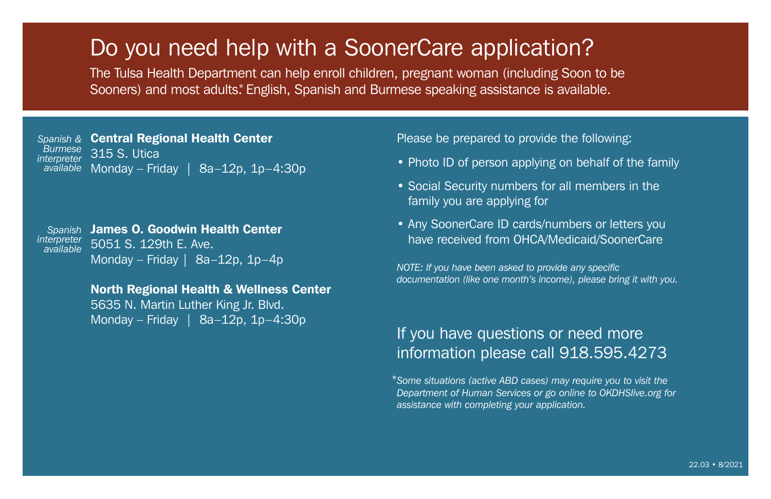# Do you need help with a SoonerCare application?

The Tulsa Health Department can help enroll children, pregnant woman (including Soon to be Sooners) and most adults.* English, Spanish and Burmese speaking assistance is available.

*Spanish & Burmese interpreter available*

**Central Regional Health Center**
315 S. Utica
Monday – Friday | 8a–12p, 1p–4:30p

*Spanish interpreter available*

**James O. Goodwin Health Center**
5051 S. 129th E. Ave.
Monday – Friday | 8a–12p, 1p–4p

**North Regional Health & Wellness Center**
5635 N. Martin Luther King Jr. Blvd.
Monday – Friday | 8a–12p, 1p–4:30p

Please be prepared to provide the following:

- Photo ID of person applying on behalf of the family
- Social Security numbers for all members in the family you are applying for
- Any SoonerCare ID cards/numbers or letters you have received from OHCA/Medicaid/SoonerCare

*NOTE: If you have been asked to provide any specific documentation (like one month's income), please bring it with you.*

## If you have questions or need more information please call 918.595.4273

*\*Some situations (active ABD cases) may require you to visit the Department of Human Services or go online to OKDHSlive.org for assistance with completing your application.*

22.03 • 8/2021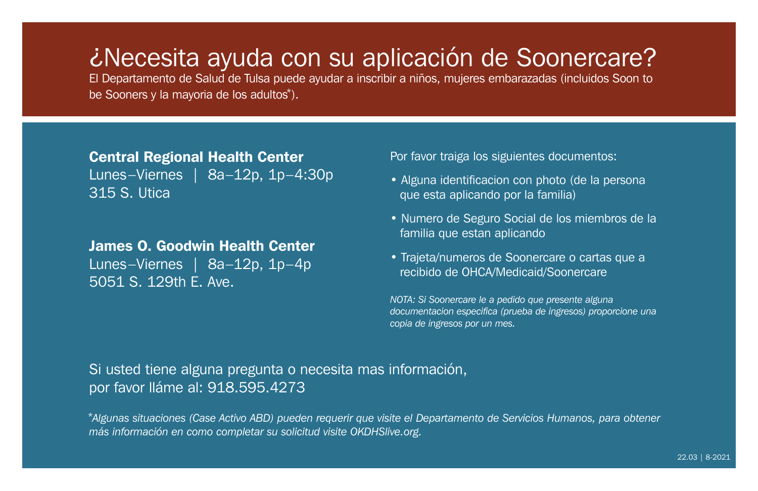# ¿Necesita ayuda con su aplicación de Soonercare?

El Departamento de Salud de Tulsa puede ayudar a inscribir a niños, mujeres embarazadas (incluidos Soon to be Sooners y la mayoria de los adultos*).

**Central Regional Health Center**
Lunes–Viernes | 8a–12p, 1p–4:30p
315 S. Utica

**James O. Goodwin Health Center**
Lunes–Viernes | 8a–12p, 1p–4p
5051 S. 129th E. Ave.

Por favor traiga los siguientes documentos:

- Alguna identificacion con photo (de la persona que esta aplicando por la familia)
- Numero de Seguro Social de los miembros de la familia que estan aplicando
- Trajeta/numeros de Soonercare o cartas que a recibido de OHCA/Medicaid/Soonercare

*NOTA: Si Soonercare le a pedido que presente alguna documentacion especifica (prueba de ingresos) proporcione una copia de ingresos por un mes.*

Si usted tiene alguna pregunta o necesita mas información, por favor lláme al: 918.595.4273

**Algunas situaciones (Case Activo ABD) pueden requerir que visite el Departamento de Servicios Humanos, para obtener más información en como completar su solicitud visite OKDHSlive.org.*

22.03 | 8-2021